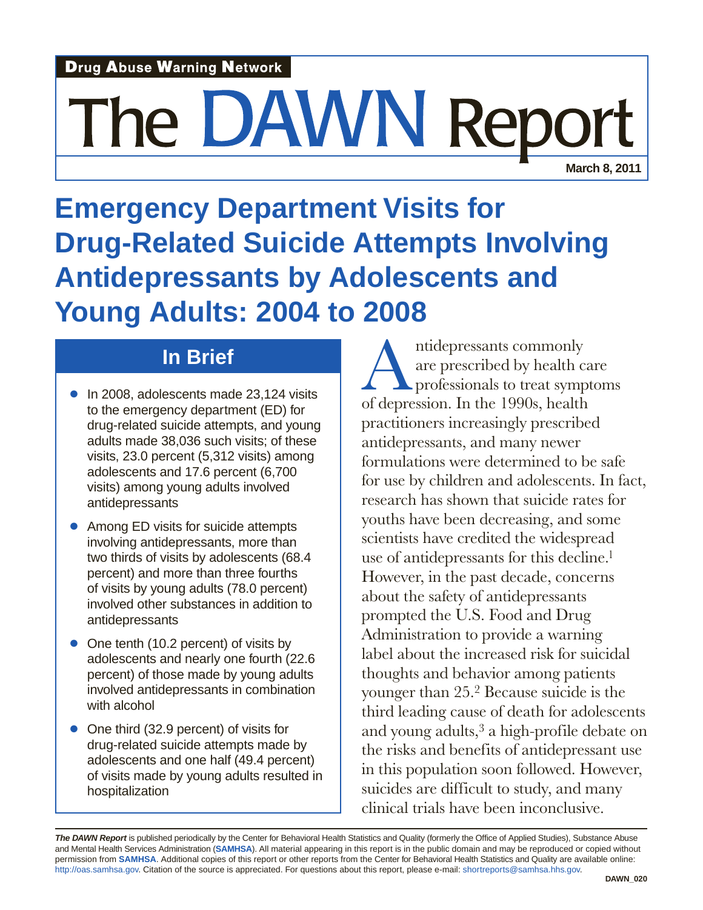Drug Abuse Warning Network

# The DAWN Report

March 8, 2011

## Emergency Department Visits for Drug-Related Suicide Attempts Involving Antidepressants by Adolescents and Young Adults: 2004 to 2008

### In Brief

- In 2008, adolescents made 23,124 visits to the emergency department (ED) for drug-related suicide attempts, and young adults made 38,036 such visits; of these visits, 23.0 percent (5,312 visits) among adolescents and 17.6 percent (6,700 visits) among young adults involved antidepressants
- Among ED visits for suicide attempts involving antidepressants, more than two thirds of visits by adolescents (68.4 percent) and more than three fourths of visits by young adults (78.0 percent) involved other substances in addition to antidepressants
- One tenth (10.2 percent) of visits by adolescents and nearly one fourth (22.6 percent) of those made by young adults involved antidepressants in combination with alcohol
- One third (32.9 percent) of visits for drug-related suicide attempts made by adolescents and one half (49.4 percent) of visits made by young adults resulted in hospitalization

Antidepressants commonly are prescribed by health care professionals to treat symptoms of depression. In the 1990s, health practitioners increasingly prescribed antidepressants, and many newer formulations were determined to be safe for use by children and adolescents. In fact, research has shown that suicide rates for youths have been decreasing, and some scientists have credited the widespread use of antidepressants for this decline.[1] However, in the past decade, concerns about the safety of antidepressants prompted the U.S. Food and Drug Administration to provide a warning label about the increased risk for suicidal thoughts and behavior among patients younger than 25.[2] Because suicide is the third leading cause of death for adolescents and young adults,[3] a high-profile debate on the risks and benefits of antidepressant use in this population soon followed. However, suicides are difficult to study, and many clinical trials have been inconclusive.

***The DAWN Report*** is published periodically by the Center for Behavioral Health Statistics and Quality (formerly the Office of Applied Studies), Substance Abuse and Mental Health Services Administration (**SAMHSA**). All material appearing in this report is in the public domain and may be reproduced or copied without permission from **SAMHSA**. Additional copies of this report or other reports from the Center for Behavioral Health Statistics and Quality are available online: http://oas.samhsa.gov. Citation of the source is appreciated. For questions about this report, please e-mail: shortreports@samhsa.hhs.gov.

DAWN_020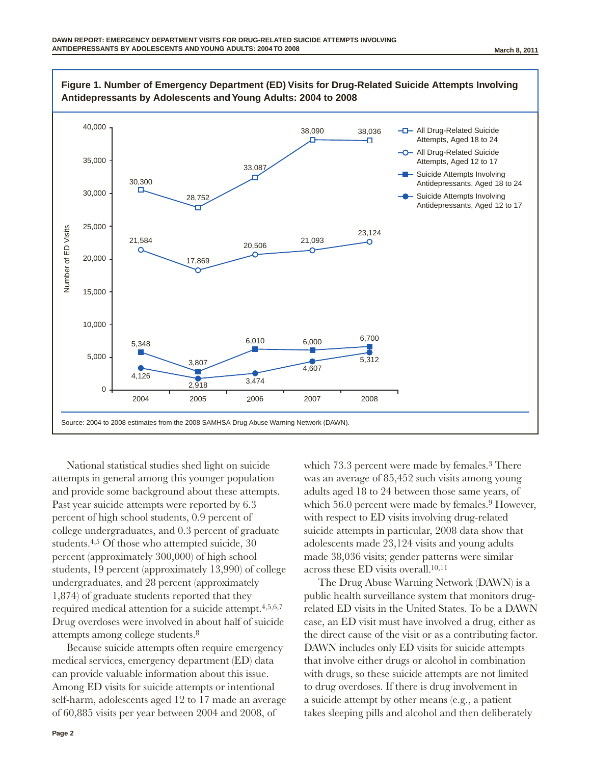**Figure 1. Number of Emergency Department (ED) Visits for Drug-Related Suicide Attempts Involving Antidepressants by Adolescents and Young Adults: 2004 to 2008**

| Year | All Drug-Related Suicide Attempts, Aged 18 to 24 | All Drug-Related Suicide Attempts, Aged 12 to 17 | Suicide Attempts Involving Antidepressants, Aged 18 to 24 | Suicide Attempts Involving Antidepressants, Aged 12 to 17 |
|---|---|---|---|---|
| 2004 | 30,300 | 21,584 | 5,348 | 4,126 |
| 2005 | 28,752 | 17,869 | 3,807 | 2,918 |
| 2006 | 33,087 | 20,506 | 6,010 | 3,474 |
| 2007 | 38,090 | 21,093 | 6,000 | 4,607 |
| 2008 | 38,036 | 23,124 | 6,700 | 5,312 |

Source: 2004 to 2008 estimates from the 2008 SAMHSA Drug Abuse Warning Network (DAWN).

National statistical studies shed light on suicide attempts in general among this younger population and provide some background about these attempts. Past year suicide attempts were reported by 6.3 percent of high school students, 0.9 percent of college undergraduates, and 0.3 percent of graduate students.[4,5] Of those who attempted suicide, 30 percent (approximately 300,000) of high school students, 19 percent (approximately 13,990) of college undergraduates, and 28 percent (approximately 1,874) of graduate students reported that they required medical attention for a suicide attempt.[4,5,6,7] Drug overdoses were involved in about half of suicide attempts among college students.[8]

Because suicide attempts often require emergency medical services, emergency department (ED) data can provide valuable information about this issue. Among ED visits for suicide attempts or intentional self-harm, adolescents aged 12 to 17 made an average of 60,885 visits per year between 2004 and 2008, of which 73.3 percent were made by females.[3] There was an average of 85,452 such visits among young adults aged 18 to 24 between those same years, of which 56.0 percent were made by females.[9] However, with respect to ED visits involving drug-related suicide attempts in particular, 2008 data show that adolescents made 23,124 visits and young adults made 38,036 visits; gender patterns were similar across these ED visits overall.[10,11]

The Drug Abuse Warning Network (DAWN) is a public health surveillance system that monitors drug-related ED visits in the United States. To be a DAWN case, an ED visit must have involved a drug, either as the direct cause of the visit or as a contributing factor. DAWN includes only ED visits for suicide attempts that involve either drugs or alcohol in combination with drugs, so these suicide attempts are not limited to drug overdoses. If there is drug involvement in a suicide attempt by other means (e.g., a patient takes sleeping pills and alcohol and then deliberately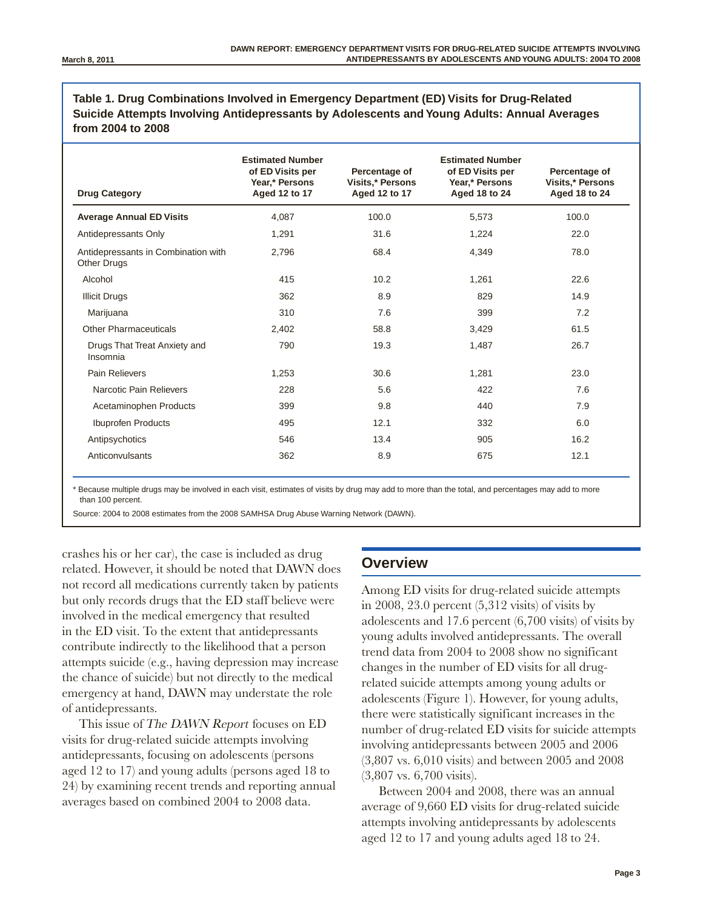**Table 1. Drug Combinations Involved in Emergency Department (ED) Visits for Drug-Related Suicide Attempts Involving Antidepressants by Adolescents and Young Adults: Annual Averages from 2004 to 2008**

| Drug Category | Estimated Number of ED Visits per Year,* Persons Aged 12 to 17 | Percentage of Visits,* Persons Aged 12 to 17 | Estimated Number of ED Visits per Year,* Persons Aged 18 to 24 | Percentage of Visits,* Persons Aged 18 to 24 |
|---|---|---|---|---|
| **Average Annual ED Visits** | 4,087 | 100.0 | 5,573 | 100.0 |
| Antidepressants Only | 1,291 | 31.6 | 1,224 | 22.0 |
| Antidepressants in Combination with Other Drugs | 2,796 | 68.4 | 4,349 | 78.0 |
| Alcohol | 415 | 10.2 | 1,261 | 22.6 |
| Illicit Drugs | 362 | 8.9 | 829 | 14.9 |
| Marijuana | 310 | 7.6 | 399 | 7.2 |
| Other Pharmaceuticals | 2,402 | 58.8 | 3,429 | 61.5 |
| Drugs That Treat Anxiety and Insomnia | 790 | 19.3 | 1,487 | 26.7 |
| Pain Relievers | 1,253 | 30.6 | 1,281 | 23.0 |
| Narcotic Pain Relievers | 228 | 5.6 | 422 | 7.6 |
| Acetaminophen Products | 399 | 9.8 | 440 | 7.9 |
| Ibuprofen Products | 495 | 12.1 | 332 | 6.0 |
| Antipsychotics | 546 | 13.4 | 905 | 16.2 |
| Anticonvulsants | 362 | 8.9 | 675 | 12.1 |

* Because multiple drugs may be involved in each visit, estimates of visits by drug may add to more than the total, and percentages may add to more than 100 percent.

Source: 2004 to 2008 estimates from the 2008 SAMHSA Drug Abuse Warning Network (DAWN).

crashes his or her car), the case is included as drug related. However, it should be noted that DAWN does not record all medications currently taken by patients but only records drugs that the ED staff believe were involved in the medical emergency that resulted in the ED visit. To the extent that antidepressants contribute indirectly to the likelihood that a person attempts suicide (e.g., having depression may increase the chance of suicide) but not directly to the medical emergency at hand, DAWN may understate the role of antidepressants.

This issue of *The DAWN Report* focuses on ED visits for drug-related suicide attempts involving antidepressants, focusing on adolescents (persons aged 12 to 17) and young adults (persons aged 18 to 24) by examining recent trends and reporting annual averages based on combined 2004 to 2008 data.

## Overview

Among ED visits for drug-related suicide attempts in 2008, 23.0 percent (5,312 visits) of visits by adolescents and 17.6 percent (6,700 visits) of visits by young adults involved antidepressants. The overall trend data from 2004 to 2008 show no significant changes in the number of ED visits for all drug-related suicide attempts among young adults or adolescents (Figure 1). However, for young adults, there were statistically significant increases in the number of drug-related ED visits for suicide attempts involving antidepressants between 2005 and 2006 (3,807 vs. 6,010 visits) and between 2005 and 2008 (3,807 vs. 6,700 visits).

Between 2004 and 2008, there was an annual average of 9,660 ED visits for drug-related suicide attempts involving antidepressants by adolescents aged 12 to 17 and young adults aged 18 to 24.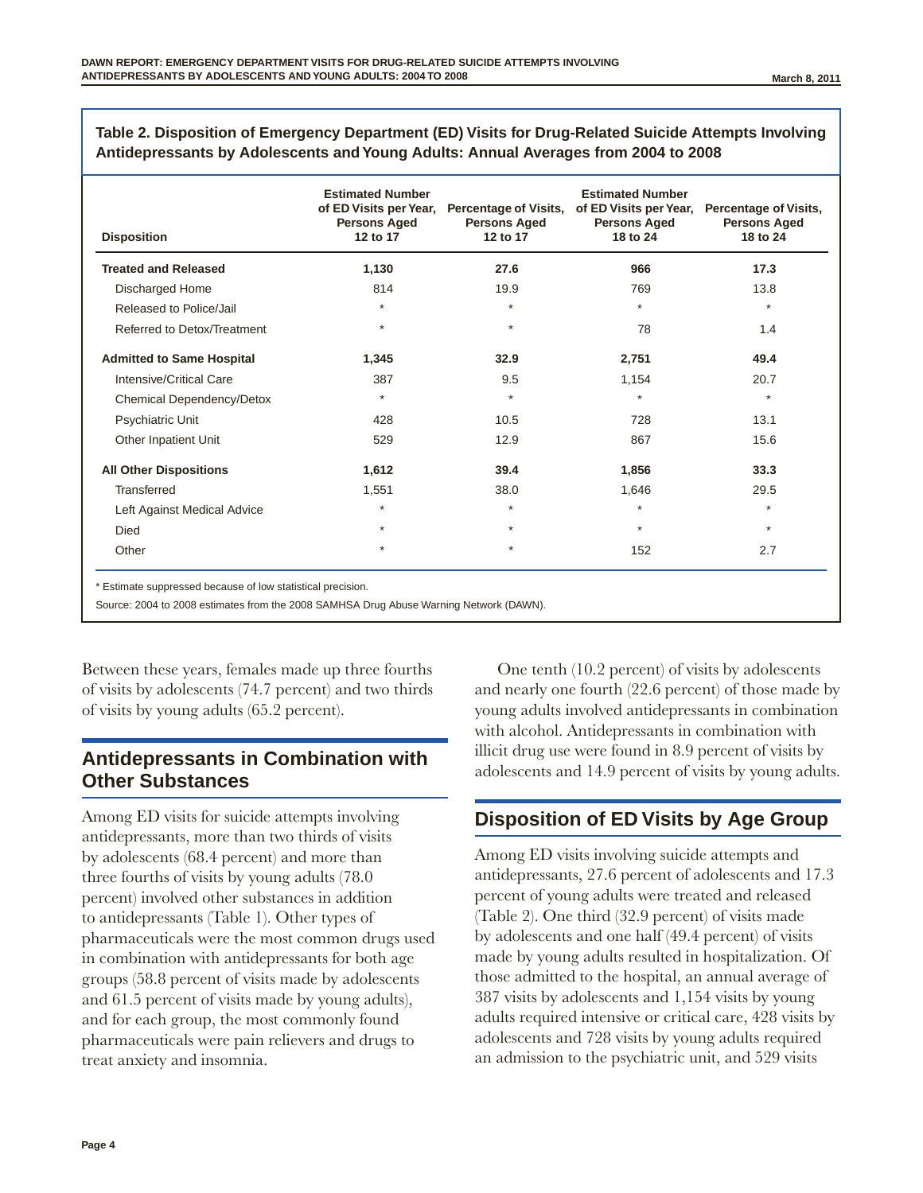**Table 2. Disposition of Emergency Department (ED) Visits for Drug-Related Suicide Attempts Involving Antidepressants by Adolescents and Young Adults: Annual Averages from 2004 to 2008**

| Disposition | Estimated Number of ED Visits per Year, Persons Aged 12 to 17 | Percentage of Visits, Persons Aged 12 to 17 | Estimated Number of ED Visits per Year, Persons Aged 18 to 24 | Percentage of Visits, Persons Aged 18 to 24 |
|---|---|---|---|---|
| **Treated and Released** | **1,130** | **27.6** | **966** | **17.3** |
| Discharged Home | 814 | 19.9 | 769 | 13.8 |
| Released to Police/Jail | * | * | * | * |
| Referred to Detox/Treatment | * | * | 78 | 1.4 |
| **Admitted to Same Hospital** | **1,345** | **32.9** | **2,751** | **49.4** |
| Intensive/Critical Care | 387 | 9.5 | 1,154 | 20.7 |
| Chemical Dependency/Detox | * | * | * | * |
| Psychiatric Unit | 428 | 10.5 | 728 | 13.1 |
| Other Inpatient Unit | 529 | 12.9 | 867 | 15.6 |
| **All Other Dispositions** | **1,612** | **39.4** | **1,856** | **33.3** |
| Transferred | 1,551 | 38.0 | 1,646 | 29.5 |
| Left Against Medical Advice | * | * | * | * |
| Died | * | * | * | * |
| Other | * | * | 152 | 2.7 |

* Estimate suppressed because of low statistical precision.

Source: 2004 to 2008 estimates from the 2008 SAMHSA Drug Abuse Warning Network (DAWN).

Between these years, females made up three fourths of visits by adolescents (74.7 percent) and two thirds of visits by young adults (65.2 percent).

## Antidepressants in Combination with Other Substances

Among ED visits for suicide attempts involving antidepressants, more than two thirds of visits by adolescents (68.4 percent) and more than three fourths of visits by young adults (78.0 percent) involved other substances in addition to antidepressants (Table 1). Other types of pharmaceuticals were the most common drugs used in combination with antidepressants for both age groups (58.8 percent of visits made by adolescents and 61.5 percent of visits made by young adults), and for each group, the most commonly found pharmaceuticals were pain relievers and drugs to treat anxiety and insomnia.

One tenth (10.2 percent) of visits by adolescents and nearly one fourth (22.6 percent) of those made by young adults involved antidepressants in combination with alcohol. Antidepressants in combination with illicit drug use were found in 8.9 percent of visits by adolescents and 14.9 percent of visits by young adults.

## Disposition of ED Visits by Age Group

Among ED visits involving suicide attempts and antidepressants, 27.6 percent of adolescents and 17.3 percent of young adults were treated and released (Table 2). One third (32.9 percent) of visits made by adolescents and one half (49.4 percent) of visits made by young adults resulted in hospitalization. Of those admitted to the hospital, an annual average of 387 visits by adolescents and 1,154 visits by young adults required intensive or critical care, 428 visits by adolescents and 728 visits by young adults required an admission to the psychiatric unit, and 529 visits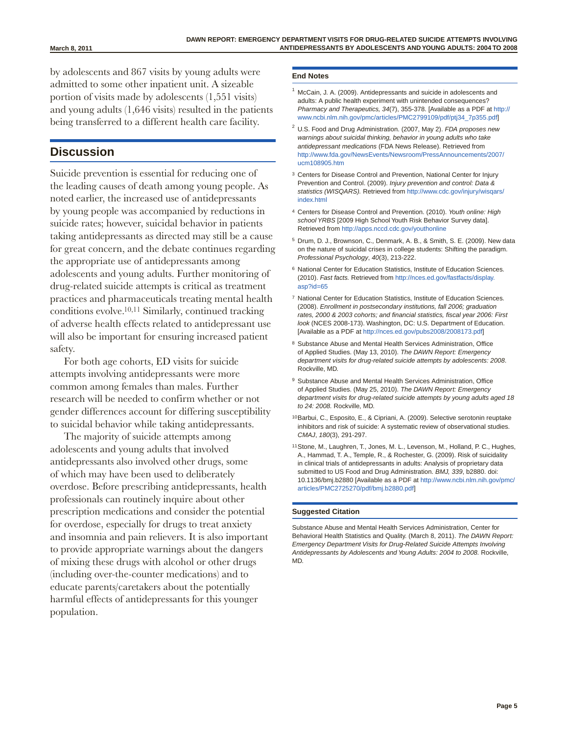by adolescents and 867 visits by young adults were admitted to some other inpatient unit. A sizeable portion of visits made by adolescents (1,551 visits) and young adults (1,646 visits) resulted in the patients being transferred to a different health care facility.

## Discussion

Suicide prevention is essential for reducing one of the leading causes of death among young people. As noted earlier, the increased use of antidepressants by young people was accompanied by reductions in suicide rates; however, suicidal behavior in patients taking antidepressants as directed may still be a cause for great concern, and the debate continues regarding the appropriate use of antidepressants among adolescents and young adults. Further monitoring of drug-related suicide attempts is critical as treatment practices and pharmaceuticals treating mental health conditions evolve.[10,11] Similarly, continued tracking of adverse health effects related to antidepressant use will also be important for ensuring increased patient safety.

For both age cohorts, ED visits for suicide attempts involving antidepressants were more common among females than males. Further research will be needed to confirm whether or not gender differences account for differing susceptibility to suicidal behavior while taking antidepressants.

The majority of suicide attempts among adolescents and young adults that involved antidepressants also involved other drugs, some of which may have been used to deliberately overdose. Before prescribing antidepressants, health professionals can routinely inquire about other prescription medications and consider the potential for overdose, especially for drugs to treat anxiety and insomnia and pain relievers. It is also important to provide appropriate warnings about the dangers of mixing these drugs with alcohol or other drugs (including over-the-counter medications) and to educate parents/caretakers about the potentially harmful effects of antidepressants for this younger population.

### End Notes

1. McCain, J. A. (2009). Antidepressants and suicide in adolescents and adults: A public health experiment with unintended consequences? *Pharmacy and Therapeutics, 34*(7), 355-378. [Available as a PDF at http://www.ncbi.nlm.nih.gov/pmc/articles/PMC2799109/pdf/ptj34_7p355.pdf]
2. U.S. Food and Drug Administration. (2007, May 2). *FDA proposes new warnings about suicidal thinking, behavior in young adults who take antidepressant medications* (FDA News Release). Retrieved from http://www.fda.gov/NewsEvents/Newsroom/PressAnnouncements/2007/ucm108905.htm
3. Centers for Disease Control and Prevention, National Center for Injury Prevention and Control. (2009). *Injury prevention and control: Data & statistics (WISQARS).* Retrieved from http://www.cdc.gov/injury/wisqars/index.html
4. Centers for Disease Control and Prevention. (2010). *Youth online: High school YRBS* [2009 High School Youth Risk Behavior Survey data]. Retrieved from http://apps.nccd.cdc.gov/youthonline
5. Drum, D. J., Brownson, C., Denmark, A. B., & Smith, S. E. (2009). New data on the nature of suicidal crises in college students: Shifting the paradigm. *Professional Psychology*, *40*(3), 213-222.
6. National Center for Education Statistics, Institute of Education Sciences. (2010). *Fast facts.* Retrieved from http://nces.ed.gov/fastfacts/display.asp?id=65
7. National Center for Education Statistics, Institute of Education Sciences. (2008). *Enrollment in postsecondary institutions, fall 2006; graduation rates, 2000 & 2003 cohorts; and financial statistics, fiscal year 2006: First look* (NCES 2008-173). Washington, DC: U.S. Department of Education. [Available as a PDF at http://nces.ed.gov/pubs2008/2008173.pdf]
8. Substance Abuse and Mental Health Services Administration, Office of Applied Studies. (May 13, 2010). *The DAWN Report: Emergency department visits for drug-related suicide attempts by adolescents: 2008*. Rockville, MD.
9. Substance Abuse and Mental Health Services Administration, Office of Applied Studies. (May 25, 2010). *The DAWN Report: Emergency department visits for drug-related suicide attempts by young adults aged 18 to 24: 2008.* Rockville, MD.
10. Barbui, C., Esposito, E., & Cipriani, A. (2009). Selective serotonin reuptake inhibitors and risk of suicide: A systematic review of observational studies. *CMAJ*, *180*(3), 291-297.
11. Stone, M., Laughren, T., Jones, M. L., Levenson, M., Holland, P. C., Hughes, A., Hammad, T. A., Temple, R., & Rochester, G. (2009). Risk of suicidality in clinical trials of antidepressants in adults: Analysis of proprietary data submitted to US Food and Drug Administration. *BMJ, 339*, b2880. doi: 10.1136/bmj.b2880 [Available as a PDF at http://www.ncbi.nlm.nih.gov/pmc/articles/PMC2725270/pdf/bmj.b2880.pdf]

### Suggested Citation

Substance Abuse and Mental Health Services Administration, Center for Behavioral Health Statistics and Quality. (March 8, 2011). *The DAWN Report: Emergency Department Visits for Drug-Related Suicide Attempts Involving Antidepressants by Adolescents and Young Adults: 2004 to 2008.* Rockville, MD.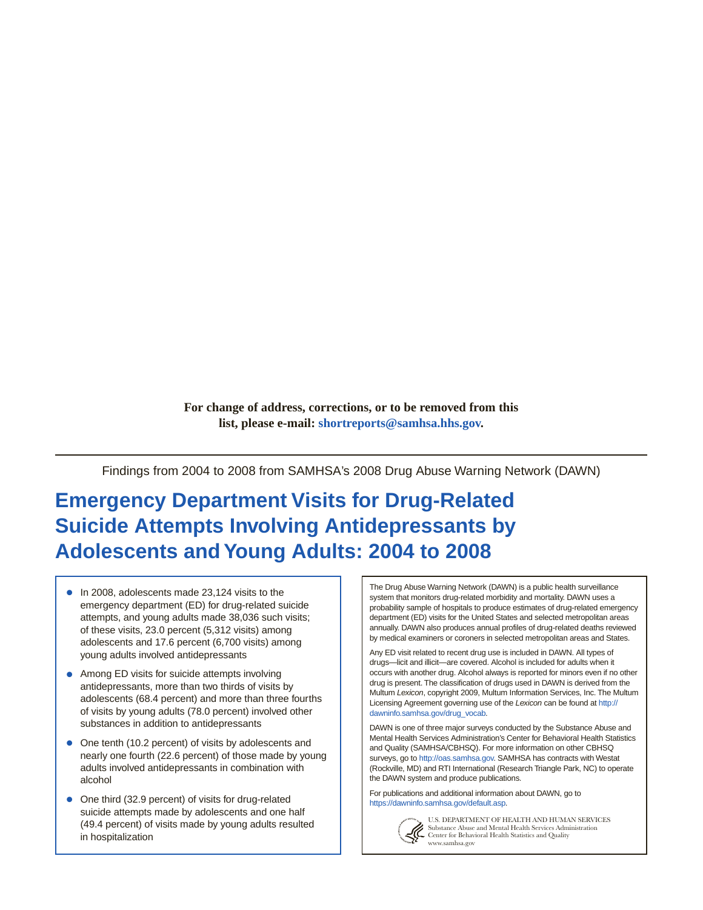**For change of address, corrections, or to be removed from this list, please e-mail: shortreports@samhsa.hhs.gov.**

Findings from 2004 to 2008 from SAMHSA's 2008 Drug Abuse Warning Network (DAWN)

# Emergency Department Visits for Drug-Related Suicide Attempts Involving Antidepressants by Adolescents and Young Adults: 2004 to 2008

- In 2008, adolescents made 23,124 visits to the emergency department (ED) for drug-related suicide attempts, and young adults made 38,036 such visits; of these visits, 23.0 percent (5,312 visits) among adolescents and 17.6 percent (6,700 visits) among young adults involved antidepressants
- Among ED visits for suicide attempts involving antidepressants, more than two thirds of visits by adolescents (68.4 percent) and more than three fourths of visits by young adults (78.0 percent) involved other substances in addition to antidepressants
- One tenth (10.2 percent) of visits by adolescents and nearly one fourth (22.6 percent) of those made by young adults involved antidepressants in combination with alcohol
- One third (32.9 percent) of visits for drug-related suicide attempts made by adolescents and one half (49.4 percent) of visits made by young adults resulted in hospitalization

The Drug Abuse Warning Network (DAWN) is a public health surveillance system that monitors drug-related morbidity and mortality. DAWN uses a probability sample of hospitals to produce estimates of drug-related emergency department (ED) visits for the United States and selected metropolitan areas annually. DAWN also produces annual profiles of drug-related deaths reviewed by medical examiners or coroners in selected metropolitan areas and States.

Any ED visit related to recent drug use is included in DAWN. All types of drugs—licit and illicit—are covered. Alcohol is included for adults when it occurs with another drug. Alcohol always is reported for minors even if no other drug is present. The classification of drugs used in DAWN is derived from the Multum *Lexicon*, copyright 2009, Multum Information Services, Inc. The Multum Licensing Agreement governing use of the *Lexicon* can be found at http://dawninfo.samhsa.gov/drug_vocab.

DAWN is one of three major surveys conducted by the Substance Abuse and Mental Health Services Administration's Center for Behavioral Health Statistics and Quality (SAMHSA/CBHSQ). For more information on other CBHSQ surveys, go to http://oas.samhsa.gov. SAMHSA has contracts with Westat (Rockville, MD) and RTI International (Research Triangle Park, NC) to operate the DAWN system and produce publications.

For publications and additional information about DAWN, go to https://dawninfo.samhsa.gov/default.asp.

U.S. DEPARTMENT OF HEALTH AND HUMAN SERVICES
Substance Abuse and Mental Health Services Administration
Center for Behavioral Health Statistics and Quality
www.samhsa.gov